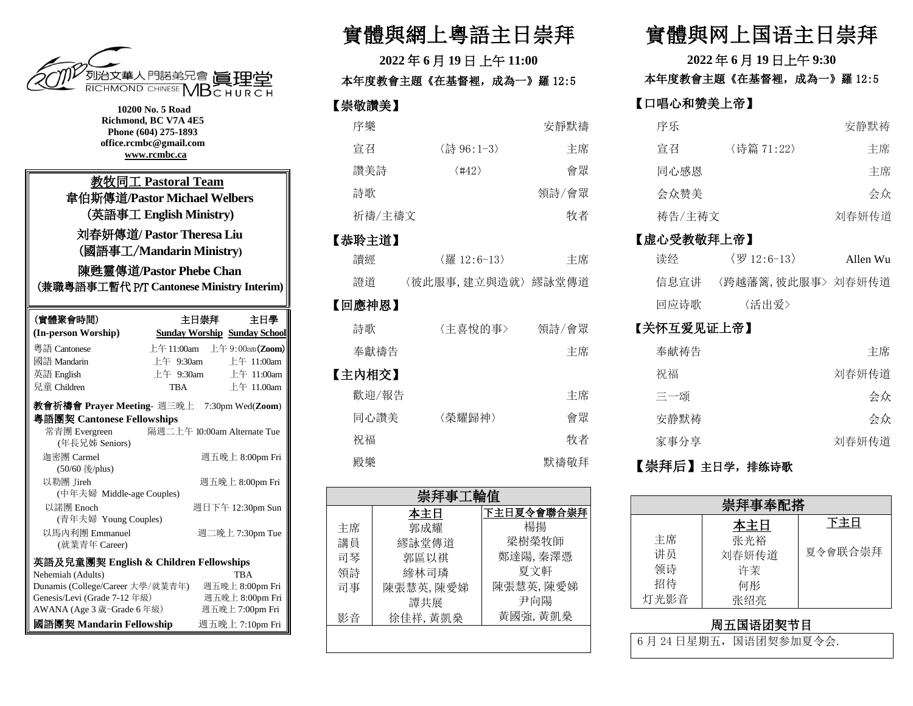列治文華人門諾弟兄會 真理堂
RICHMOND CHINESE MB CHURCH

**10200 No. 5 Road**
**Richmond, BC V7A 4E5**
**Phone (604) 275-1893**
**office.rcmbc@gmail.com**
**www.rcmbc.ca**

## 教牧同工 Pastoral Team

**韋伯斯傳道/Pastor Michael Welbers**
**(英語事工 English Ministry)**

**刘春妍傳道/ Pastor Theresa Liu**
**(國語事工/Mandarin Ministry)**

**陳甦靈傳道/Pastor Phebe Chan**
**(兼職粵語事工暫代 P/T Cantonese Ministry Interim)**

| (實體聚會時間) (In-person Worship) | 主日崇拜 Sunday Worship | 主日學 Sunday School |
|---|---|---|
| 粵語 Cantonese | 上午 11:00am | 上午 9:00am(Zoom) |
| 國語 Mandarin | 上午 9:30am | 上午 11:00am |
| 英語 English | 上午 9:30am | 上午 11:00am |
| 兒童 Children | TBA | 上午 11.00am |

**教會祈禱會 Prayer Meeting**- 週三晚上 7:30pm Wed(**Zoom**)

**粵語團契 Cantonese Fellowships**

- 常青團 Evergreen (年長兄姊 Seniors) — 隔週二上午 10:00am Alternate Tue
- 迦密團 Carmel (50/60 後/plus) — 週五晚上 8:00pm Fri
- 以勒團 Jireh (中年夫婦 Middle-age Couples) — 週五晚上 8:00pm Fri
- 以諾團 Enoch (青年夫婦 Young Couples) — 週日下午 12:30pm Sun
- 以馬內利團 Emmanuel (就業青年 Career) — 週二晚上 7:30pm Tue

**英語及兒童團契 English & Children Fellowships**

- Nehemiah (Adults) — TBA
- Dunamis (College/Career 大學/就業青年) — 週五晚上 8:00pm Fri
- Genesis/Levi (Grade 7-12 年級) — 週五晚上 8:00pm Fri
- AWANA (Age 3 歲-Grade 6 年級) — 週五晚上 7:00pm Fri

**國語團契 Mandarin Fellowship** — 週五晚上 7:10pm Fri

# 實體與網上粵語主日崇拜

**2022 年 6 月 19 日 上午 11:00**

**本年度教會主題《在基督裡，成為一》羅 12:5**

## 【崇敬讚美】

| | | |
|---|---|---|
| 序樂 | | 安靜默禱 |
| 宣召 | 〈詩 96:1-3〉 | 主席 |
| 讚美詩 | 〈#42〉 | 會眾 |
| 詩歌 | | 領詩/會眾 |
| 祈禱/主禱文 | | 牧者 |

## 【恭聆主道】

| | | |
|---|---|---|
| 讀經 | 〈羅 12:6-13〉 | 主席 |
| 證道 | 〈彼此服事, 建立與造就〉 | 繆詠棠傳道 |

## 【回應神恩】

| | | |
|---|---|---|
| 詩歌 | 〈主喜悅的事〉 | 領詩/會眾 |
| 奉獻禱告 | | 主席 |

## 【主內相交】

| | | |
|---|---|---|
| 歡迎/報告 | | 主席 |
| 同心讚美 | 〈榮耀歸神〉 | 會眾 |
| 祝福 | | 牧者 |
| 殿樂 | | 默禱敬拜 |

| 崇拜事工輪值 | 本主日 | 下主日夏令會聯合崇拜 |
|---|---|---|
| 主席 | 郭成耀 | 楊揚 |
| 講員 | 繆詠棠傳道 | 梁樹榮牧師 |
| 司琴 | 郭區以祺 | 鄭達陽, 秦澤憑 |
| 領詩 | 繆林司璘 | 夏文軒 |
| 司事 | 陳張慧英, 陳愛娣 譚共展 | 陳張慧英, 陳愛娣 尹向陽 |
| 影音 | 徐佳祥, 黃凱燊 | 黃國強, 黃凱燊 |

# 實體與网上国语主日崇拜

**2022 年 6 月 19 日上午 9:30**

**本年度教會主題《在基督裡，成為一》羅 12:5**

## 【口唱心和赞美上帝】

| | | |
|---|---|---|
| 序乐 | | 安静默祷 |
| 宣召 | 〈诗篇 71:22〉 | 主席 |
| 同心感恩 | | 主席 |
| 会众赞美 | | 会众 |
| 祷告/主祷文 | | 刘春妍传道 |

## 【虚心受教敬拜上帝】

| | | |
|---|---|---|
| 读经 | 〈罗 12:6-13〉 | Allen Wu |
| 信息宣讲 | 〈跨越藩篱, 彼此服事〉 | 刘春妍传道 |
| 回应诗歌 | 〈活出爱〉 | |

## 【关怀互爱见证上帝】

| | |
|---|---|
| 奉献祷告 | 主席 |
| 祝福 | 刘春妍传道 |
| 三一颂 | 会众 |
| 安静默祷 | 会众 |
| 家事分享 | 刘春妍传道 |

## 【崇拜后】主日学，排练诗歌

| 崇拜事奉配搭 | 本主日 | 下主日 |
|---|---|---|
| 主席 | 张光裕 | 夏令會联合崇拜 |
| 讲员 | 刘春妍传道 | |
| 领诗 | 许茉 | |
| 招待 | 何彤 | |
| 灯光影音 | 张绍亮 | |

### 周五国语团契节目

6 月 24 日星期五，国语团契参加夏令会.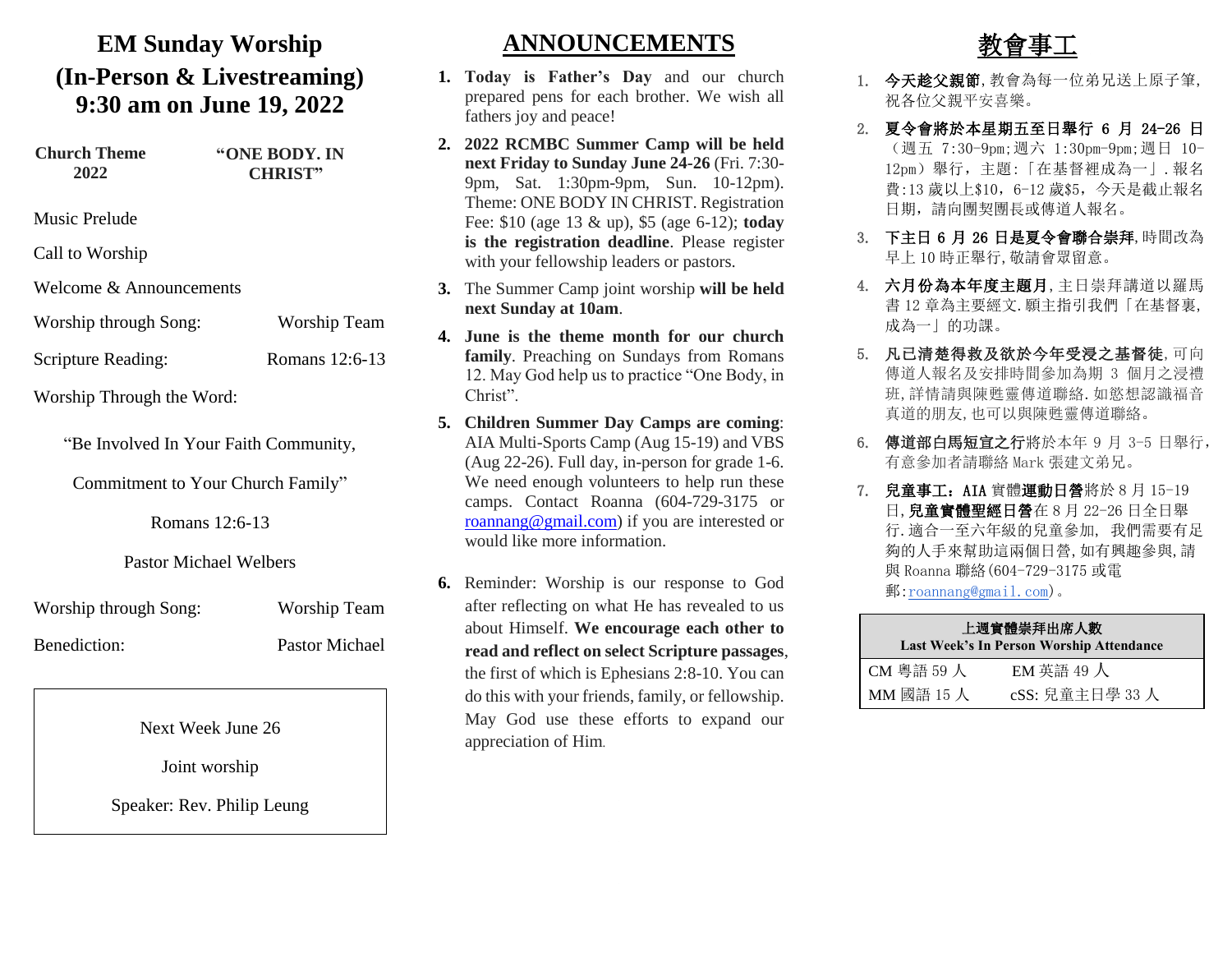# EM Sunday Worship (In-Person & Livestreaming) 9:30 am on June 19, 2022

| | |
|---|---|
| **Church Theme 2022** | **"ONE BODY. IN CHRIST"** |

Music Prelude

Call to Worship

Welcome & Announcements

Worship through Song: Worship Team

Scripture Reading: Romans 12:6-13

Worship Through the Word:

"Be Involved In Your Faith Community,

Commitment to Your Church Family"

Romans 12:6-13

Pastor Michael Welbers

Worship through Song: Worship Team

Benediction: Pastor Michael

Next Week June 26

Joint worship

Speaker: Rev. Philip Leung

## ANNOUNCEMENTS

1. **Today is Father's Day** and our church prepared pens for each brother. We wish all fathers joy and peace!
2. **2022 RCMBC Summer Camp will be held next Friday to Sunday June 24-26** (Fri. 7:30-9pm, Sat. 1:30pm-9pm, Sun. 10-12pm). Theme: ONE BODY IN CHRIST. Registration Fee: $10 (age 13 & up), $5 (age 6-12); **today is the registration deadline**. Please register with your fellowship leaders or pastors.
3. The Summer Camp joint worship **will be held next Sunday at 10am**.
4. **June is the theme month for our church family**. Preaching on Sundays from Romans 12. May God help us to practice "One Body, in Christ".
5. **Children Summer Day Camps are coming**: AIA Multi-Sports Camp (Aug 15-19) and VBS (Aug 22-26). Full day, in-person for grade 1-6. We need enough volunteers to help run these camps. Contact Roanna (604-729-3175 or roannang@gmail.com) if you are interested or would like more information.
6. Reminder: Worship is our response to God after reflecting on what He has revealed to us about Himself. **We encourage each other to read and reflect on select Scripture passages**, the first of which is Ephesians 2:8-10. You can do this with your friends, family, or fellowship. May God use these efforts to expand our appreciation of Him.

## 教會事工

1. **今天趁父親節**, 教會為每一位弟兄送上原子筆, 祝各位父親平安喜樂。
2. **夏令會將於本星期五至日舉行 6 月 24-26 日**（週五 7:30-9pm; 週六 1:30pm-9pm; 週日 10-12pm）舉行, 主題:「在基督裡成為一」. 報名費: 13 歲以上$10, 6-12 歲$5, 今天是截止報名日期, 請向團契團長或傳道人報名。
3. **下主日 6 月 26 日是夏令會聯合崇拜**, 時間改為早上 10 時正舉行, 敬請會眾留意。
4. **六月份為本年度主題月**, 主日崇拜講道以羅馬書 12 章為主要經文. 願主指引我們「在基督裏, 成為一」的功課。
5. **凡已清楚得救及欲於今年受浸之基督徒**, 可向傳道人報名及安排時間參加為期 3 個月之浸禮班, 詳情請與陳甦靈傳道聯絡. 如慾想認識福音真道的朋友, 也可以與陳甦靈傳道聯絡。
6. **傳道部白馬短宣之行**將於本年 9 月 3-5 日舉行, 有意參加者請聯絡 Mark 張建文弟兄。
7. **兒童事工: AIA** 實體**運動日營**將於 8 月 15-19 日, **兒童實體聖經日營**在 8 月 22-26 日全日舉行. 適合一至六年級的兒童參加, 我們需要有足夠的人手來幫助這兩個日營, 如有興趣參與, 請與 Roanna 聯絡 (604-729-3175 或電郵: roannang@gmail.com)。

| 上週實體崇拜出席人數 Last Week's In Person Worship Attendance | |
|---|---|
| CM 粵語 59 人 | EM 英語 49 人 |
| MM 國語 15 人 | cSS: 兒童主日學 33 人 |